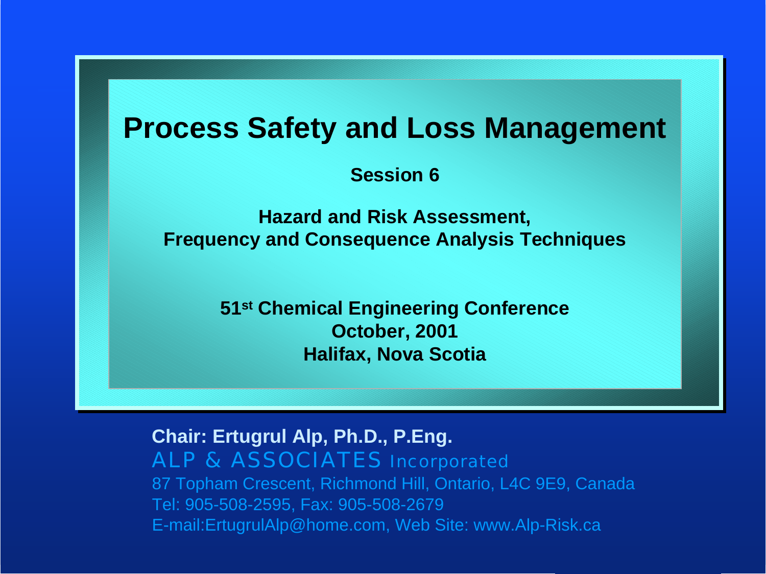# Process Safety and Loss Management

**Session 6**

**Hazard and Risk Assessment,**
**Frequency and Consequence Analysis Techniques**

**51st Chemical Engineering Conference**
**October, 2001**
**Halifax, Nova Scotia**

**Chair: Ertugrul Alp, Ph.D., P.Eng.**

ALP & ASSOCIATES Incorporated

87 Topham Crescent, Richmond Hill, Ontario, L4C 9E9, Canada

Tel: 905-508-2595, Fax: 905-508-2679

E-mail:ErtugrulAlp@home.com, Web Site: www.Alp-Risk.ca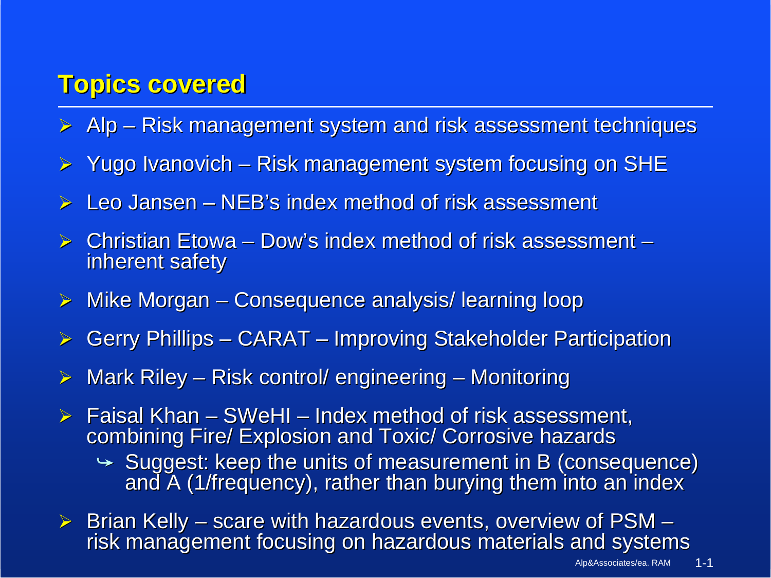# Topics covered

- Alp – Risk management system and risk assessment techniques
- Yugo Ivanovich – Risk management system focusing on SHE
- Leo Jansen – NEB's index method of risk assessment
- Christian Etowa – Dow's index method of risk assessment – inherent safety
- Mike Morgan – Consequence analysis/ learning loop
- Gerry Phillips – CARAT – Improving Stakeholder Participation
- Mark Riley – Risk control/ engineering – Monitoring
- Faisal Khan – SWeHI – Index method of risk assessment, combining Fire/ Explosion and Toxic/ Corrosive hazards
  - Suggest: keep the units of measurement in B (consequence) and A (1/frequency), rather than burying them into an index
- Brian Kelly – scare with hazardous events, overview of PSM – risk management focusing on hazardous materials and systems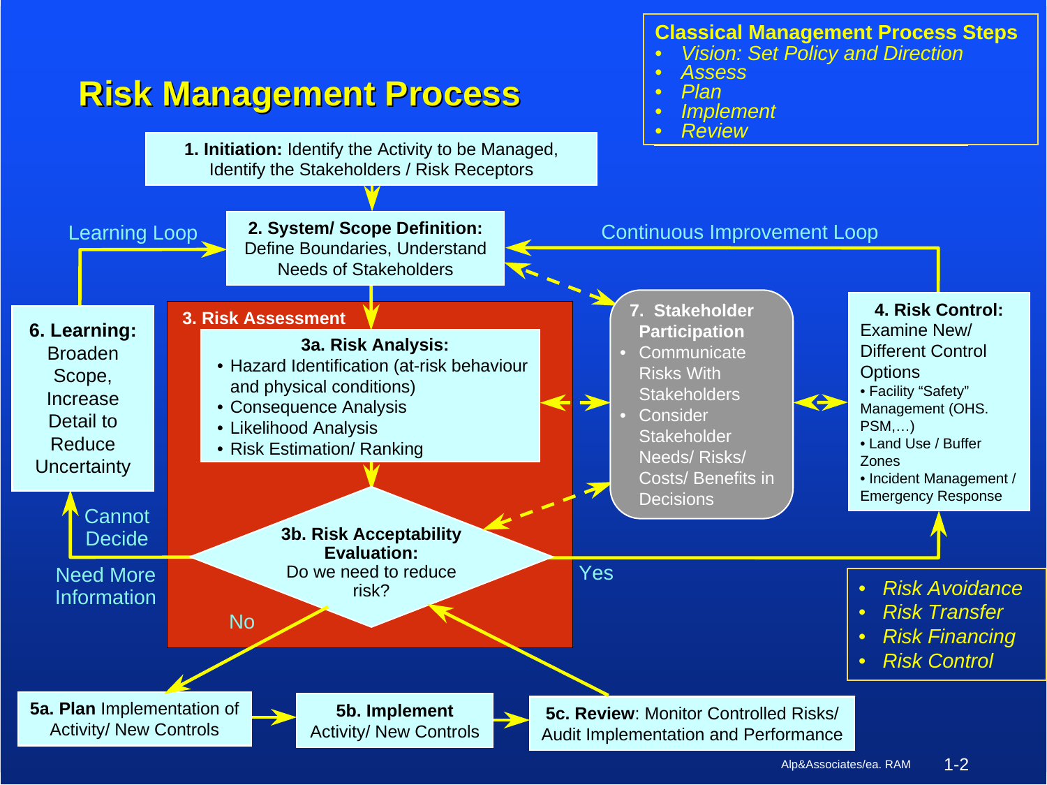# Risk Management Process

**Classical Management Process Steps**

- *Vision: Set Policy and Direction*
- *Assess*
- *Plan*
- *Implement*
- *Review*

**1. Initiation:** Identify the Activity to be Managed, Identify the Stakeholders / Risk Receptors

**2. System/ Scope Definition:** Define Boundaries, Understand Needs of Stakeholders

Learning Loop

Continuous Improvement Loop

**3. Risk Assessment**

**3a. Risk Analysis:**

- Hazard Identification (at-risk behaviour and physical conditions)
- Consequence Analysis
- Likelihood Analysis
- Risk Estimation/ Ranking

**3b. Risk Acceptability Evaluation:** Do we need to reduce risk?

Yes

No

Cannot Decide

Need More Information

**4. Risk Control:** Examine New/ Different Control Options

- Facility "Safety" Management (OHS. PSM,…)
- Land Use / Buffer Zones
- Incident Management / Emergency Response

**5a. Plan** Implementation of Activity/ New Controls

**5b. Implement** Activity/ New Controls

**5c. Review**: Monitor Controlled Risks/ Audit Implementation and Performance

**6. Learning:** Broaden Scope, Increase Detail to Reduce Uncertainty

**7. Stakeholder Participation**

- Communicate Risks With Stakeholders
- Consider Stakeholder Needs/ Risks/ Costs/ Benefits in Decisions

- *Risk Avoidance*
- *Risk Transfer*
- *Risk Financing*
- *Risk Control*

Alp&Associates/ea. RAM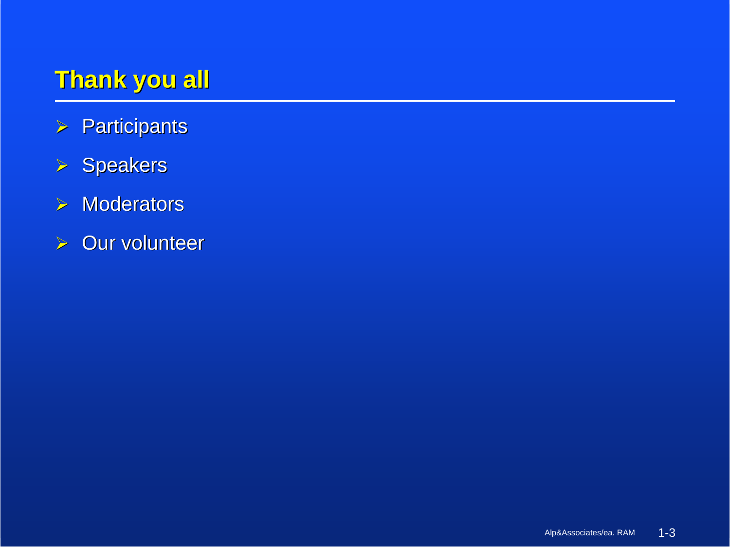# Thank you all

- Participants
- Speakers
- Moderators
- Our volunteer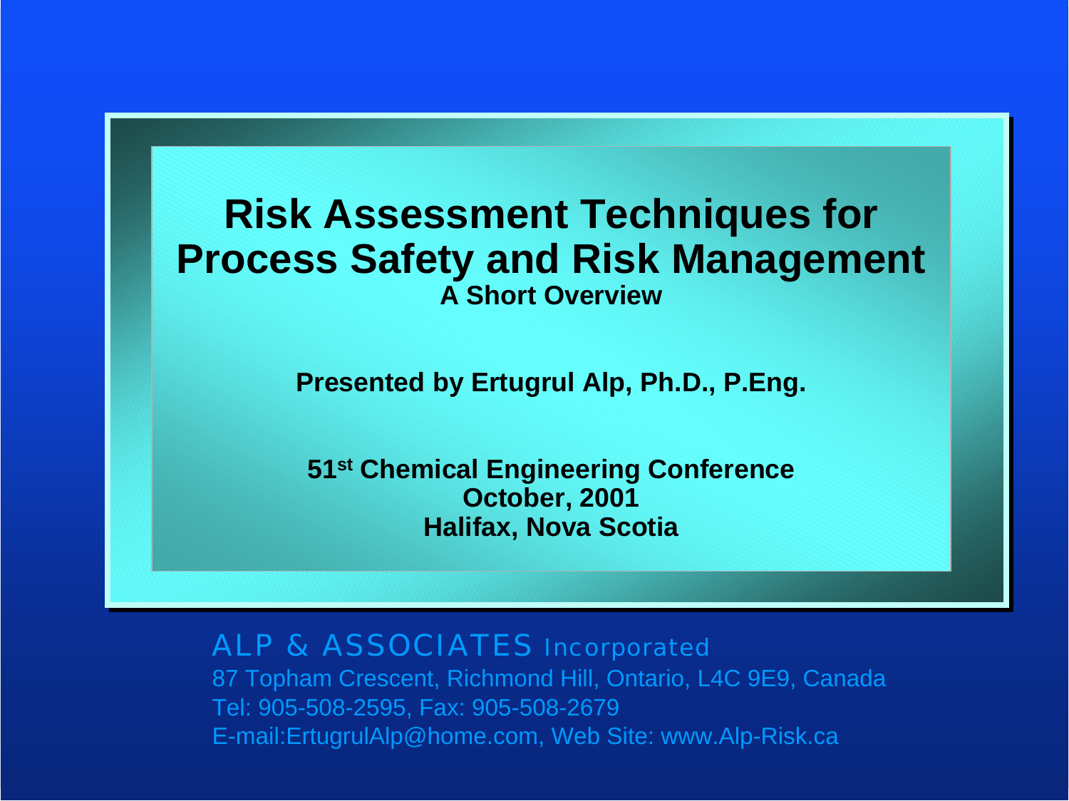# Risk Assessment Techniques for Process Safety and Risk Management

**A Short Overview**

**Presented by Ertugrul Alp, Ph.D., P.Eng.**

**51st Chemical Engineering Conference**
**October, 2001**
**Halifax, Nova Scotia**

ALP & ASSOCIATES Incorporated
87 Topham Crescent, Richmond Hill, Ontario, L4C 9E9, Canada
Tel: 905-508-2595, Fax: 905-508-2679
E-mail:ErtugrulAlp@home.com, Web Site: www.Alp-Risk.ca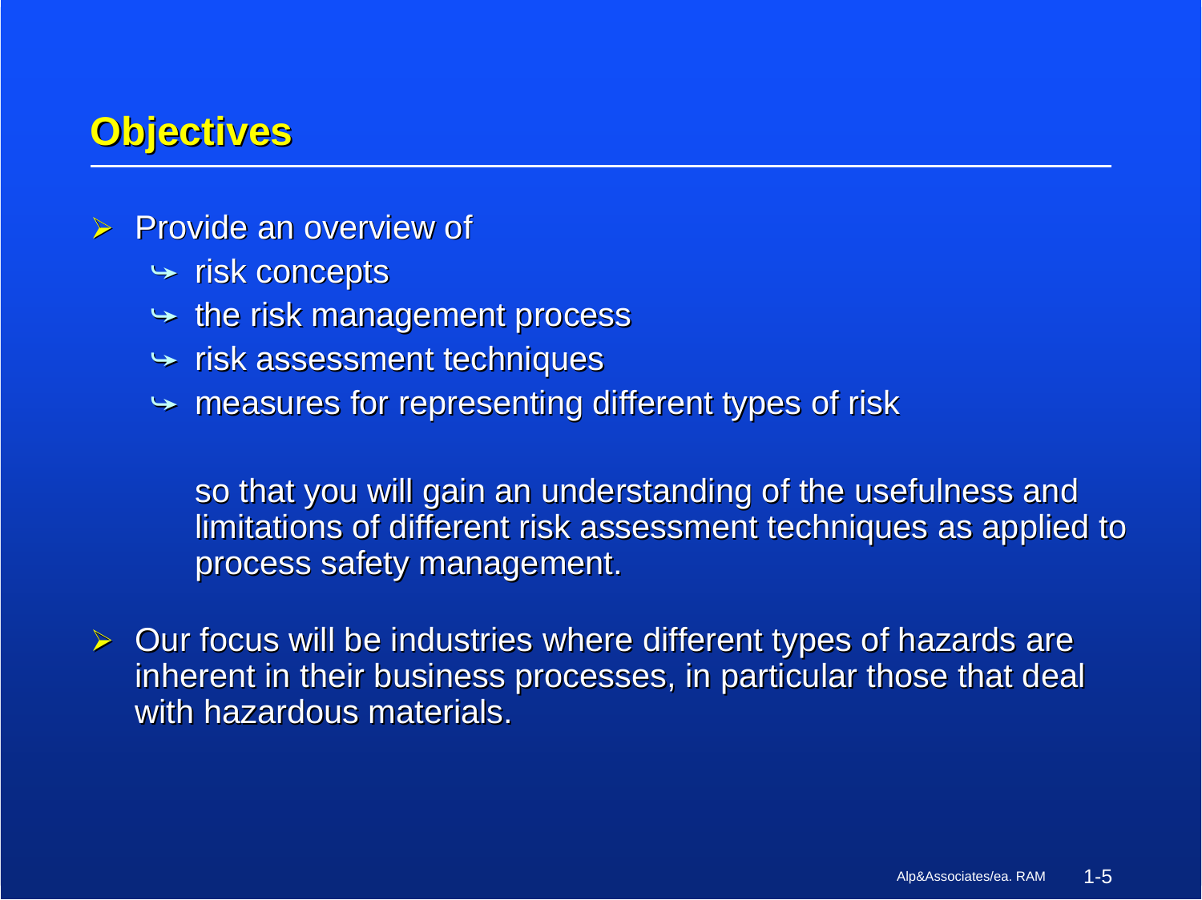## Objectives

- Provide an overview of
  - risk concepts
  - the risk management process
  - risk assessment techniques
  - measures for representing different types of risk

  so that you will gain an understanding of the usefulness and limitations of different risk assessment techniques as applied to process safety management.

- Our focus will be industries where different types of hazards are inherent in their business processes, in particular those that deal with hazardous materials.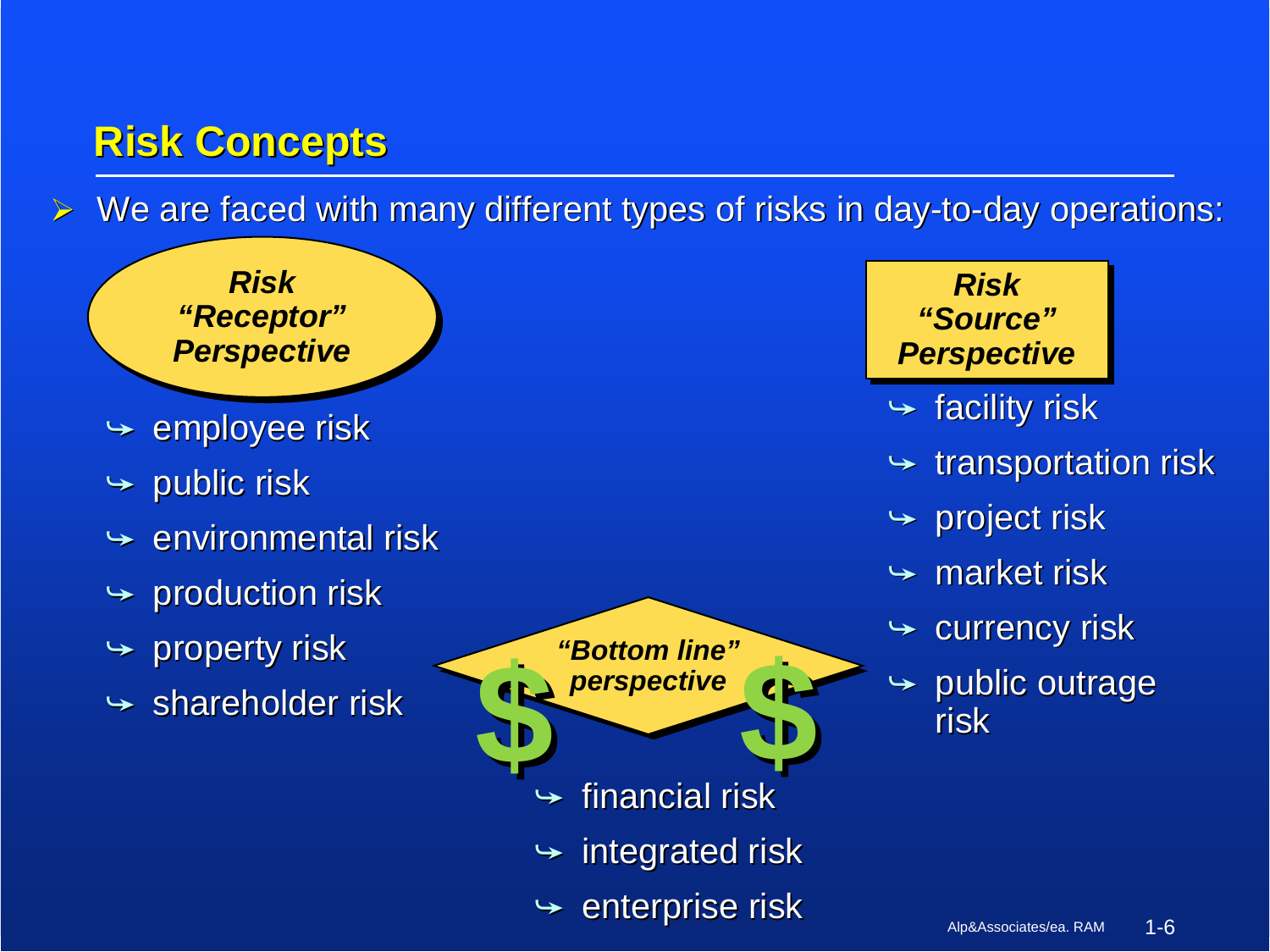## Risk Concepts

- We are faced with many different types of risks in day-to-day operations:

***Risk "Receptor" Perspective***

- employee risk
- public risk
- environmental risk
- production risk
- property risk
- shareholder risk

***"Bottom line" perspective***

$ $

- financial risk
- integrated risk
- enterprise risk

***Risk "Source" Perspective***

- facility risk
- transportation risk
- project risk
- market risk
- currency risk
- public outrage risk

Alp&Associates/ea. RAM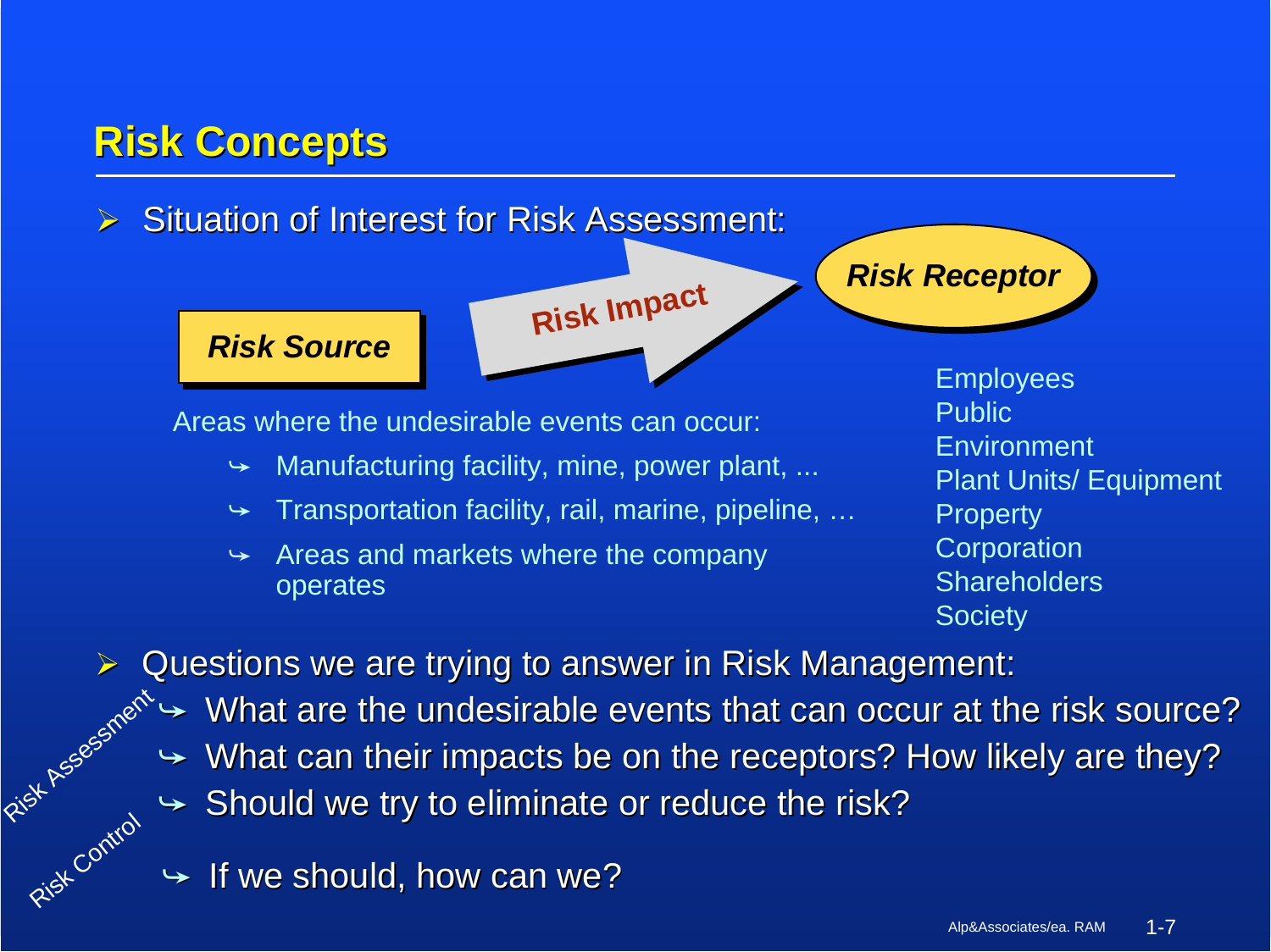# Risk Concepts

- Situation of Interest for Risk Assessment:

**Risk Source** → **Risk Impact** → **Risk Receptor**

Areas where the undesirable events can occur:

- Manufacturing facility, mine, power plant, ...
- Transportation facility, rail, marine, pipeline, …
- Areas and markets where the company operates

Employees
Public
Environment
Plant Units/ Equipment
Property
Corporation
Shareholders
Society

- Questions we are trying to answer in Risk Management:

Risk Assessment

- What are the undesirable events that can occur at the risk source?
- What can their impacts be on the receptors? How likely are they?

Risk Control

- Should we try to eliminate or reduce the risk?
- If we should, how can we?

Alp&Associates/ea. RAM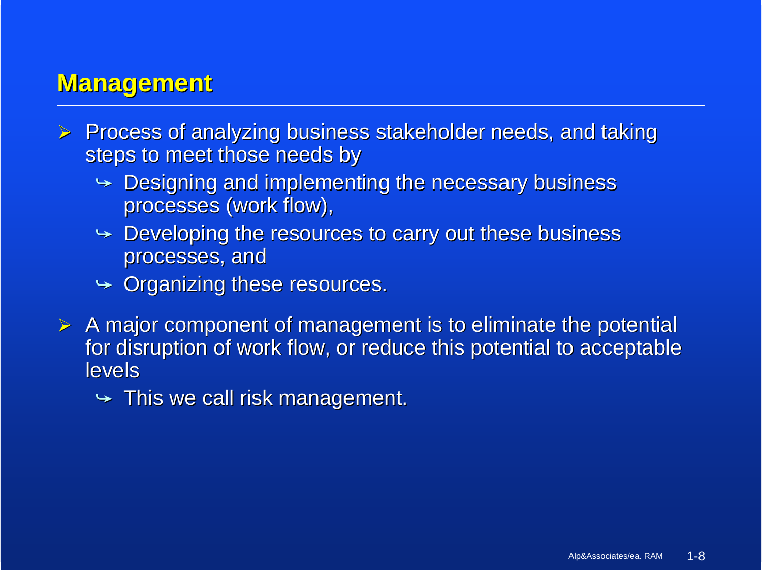## Management

- Process of analyzing business stakeholder needs, and taking steps to meet those needs by
  - Designing and implementing the necessary business processes (work flow),
  - Developing the resources to carry out these business processes, and
  - Organizing these resources.
- A major component of management is to eliminate the potential for disruption of work flow, or reduce this potential to acceptable levels
  - This we call risk management.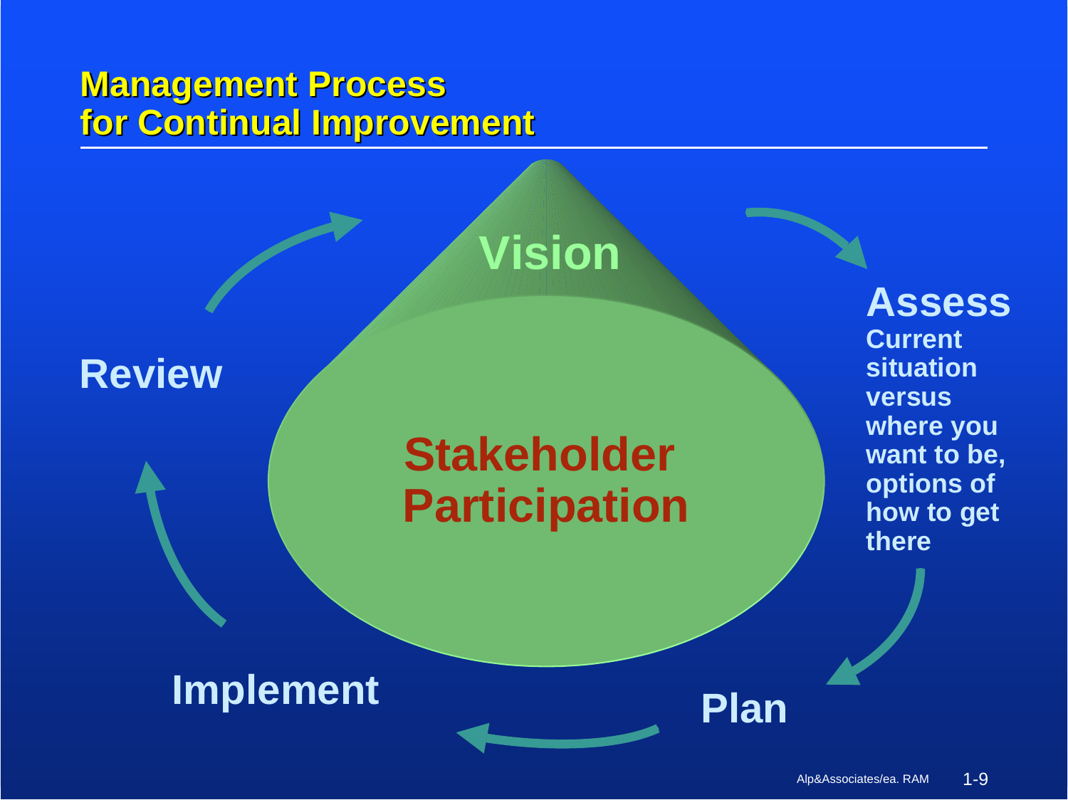# Management Process for Continual Improvement

Vision

Stakeholder Participation

**Assess**
Current situation versus where you want to be, options of how to get there

**Plan**

**Implement**

**Review**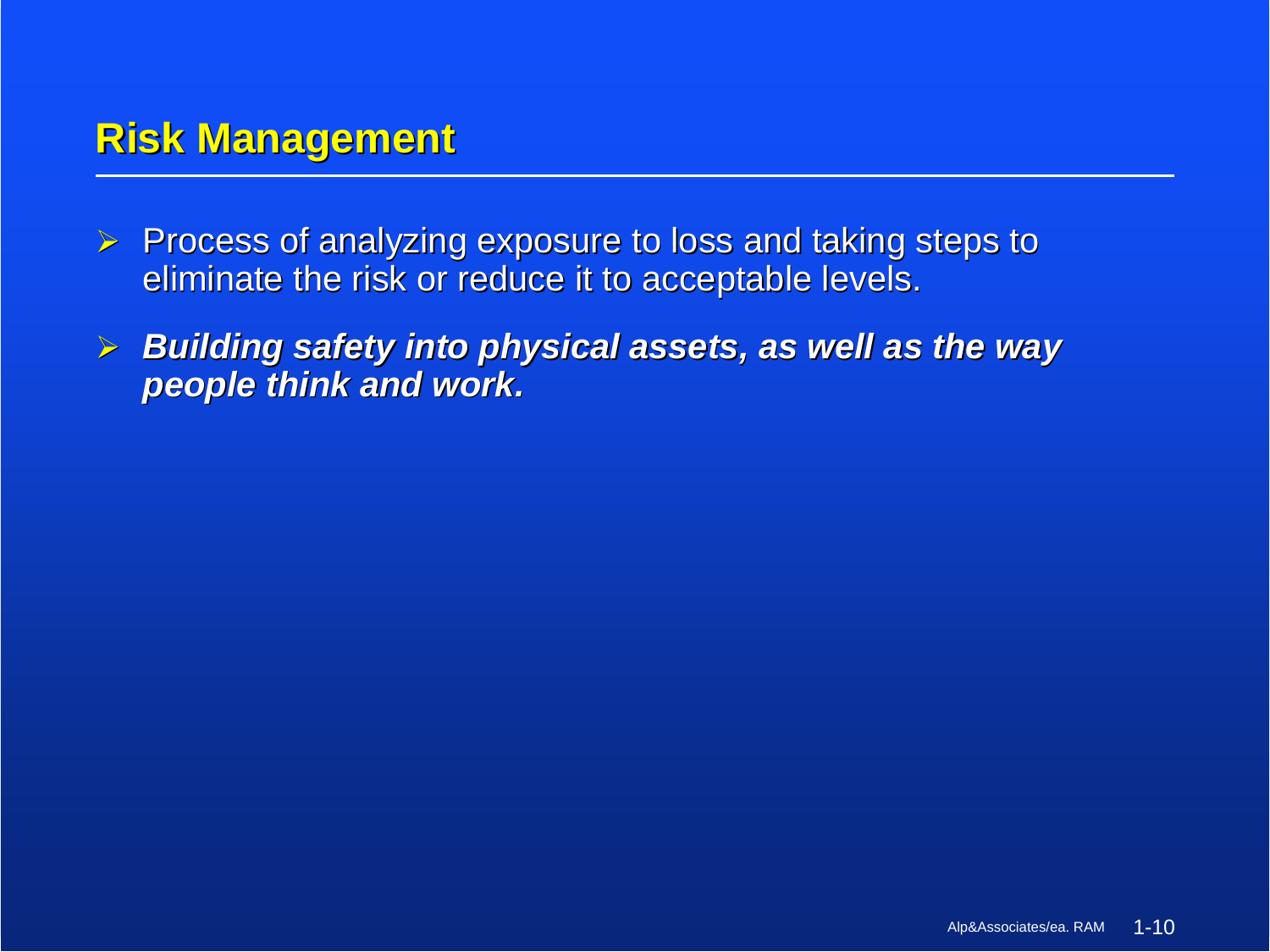## Risk Management

- Process of analyzing exposure to loss and taking steps to eliminate the risk or reduce it to acceptable levels.
- ***Building safety into physical assets, as well as the way people think and work.***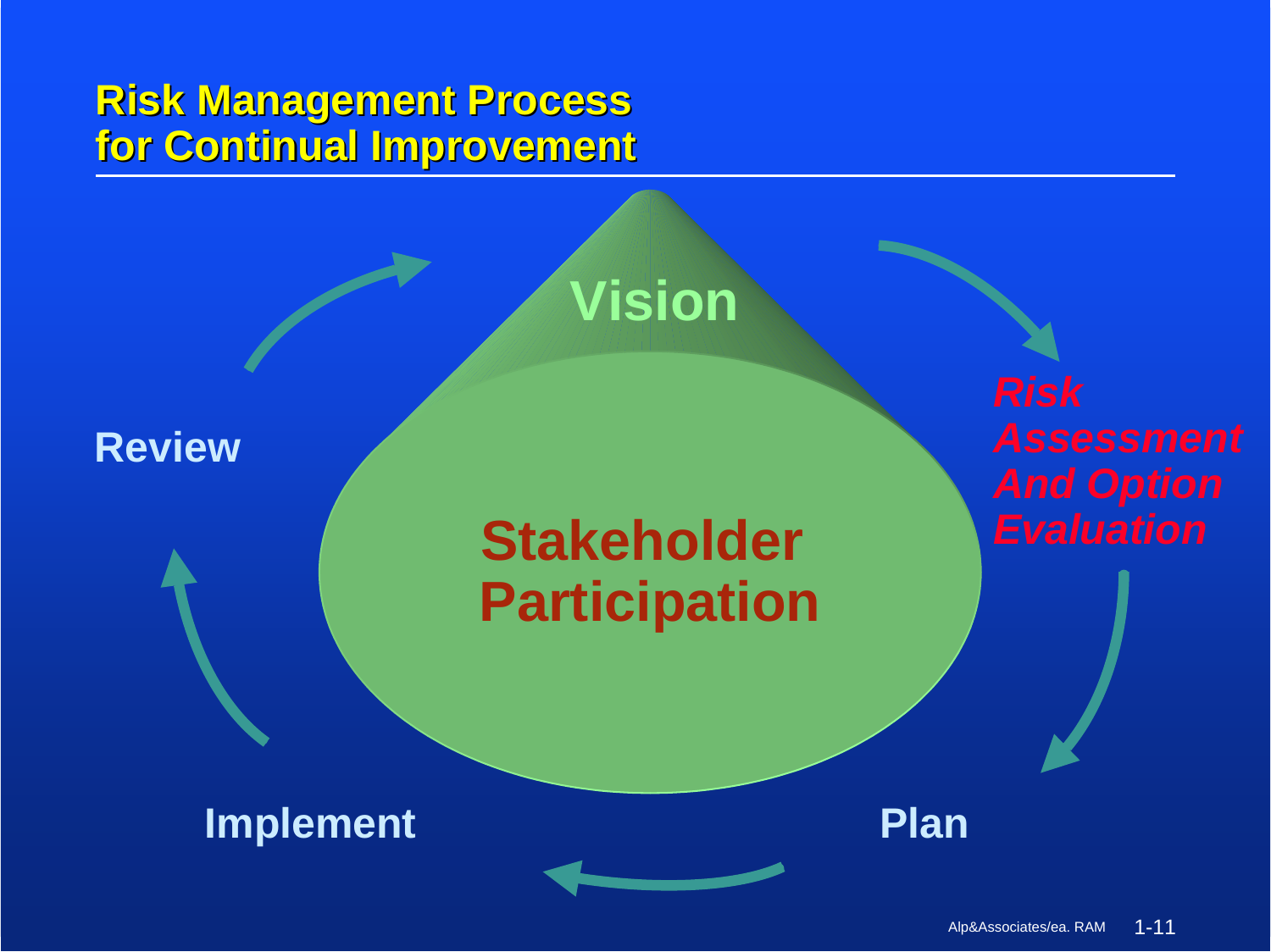# Risk Management Process for Continual Improvement

Vision

Stakeholder Participation

*Risk Assessment And Option Evaluation*

Plan

Implement

Review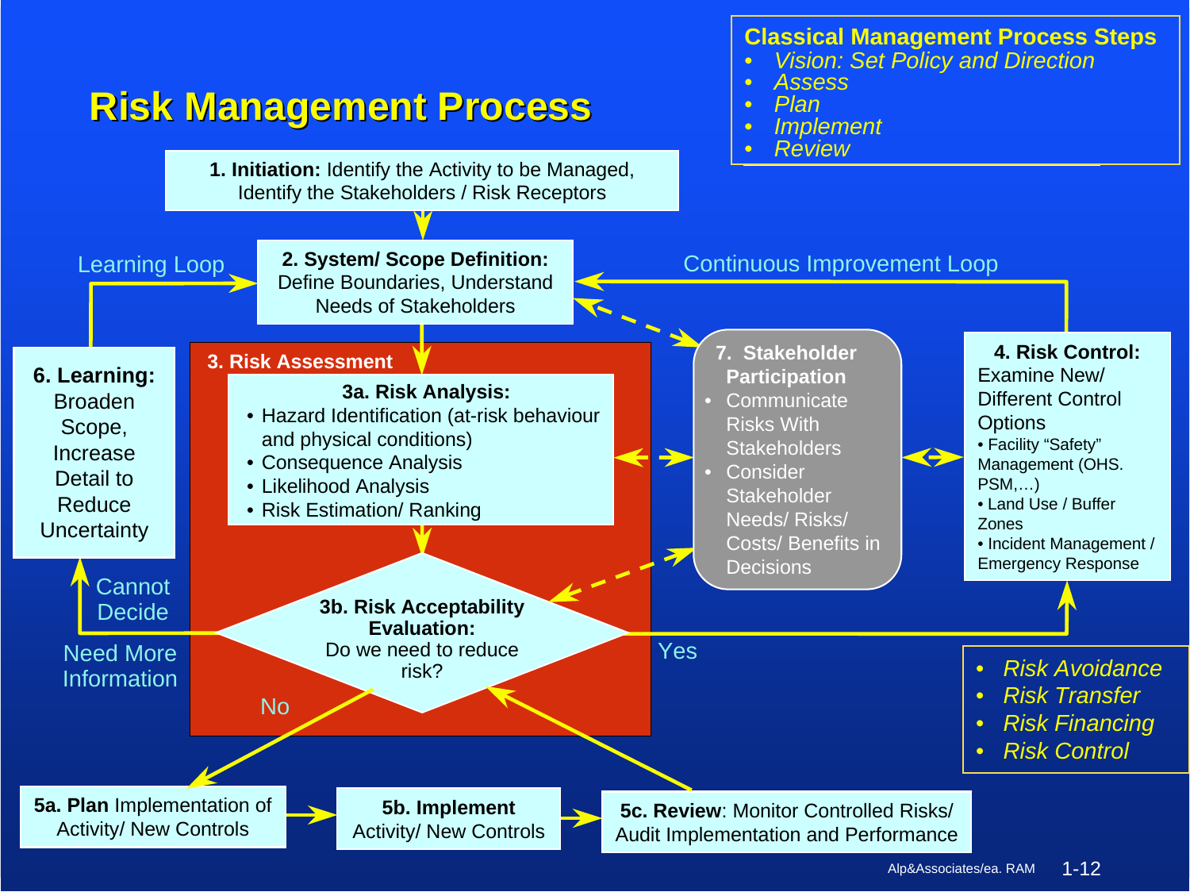# Risk Management Process

**Classical Management Process Steps**

- *Vision: Set Policy and Direction*
- *Assess*
- *Plan*
- *Implement*
- *Review*

**1. Initiation:** Identify the Activity to be Managed, Identify the Stakeholders / Risk Receptors

Learning Loop

**2. System/ Scope Definition:** Define Boundaries, Understand Needs of Stakeholders

Continuous Improvement Loop

**3. Risk Assessment**

**3a. Risk Analysis:**

- Hazard Identification (at-risk behaviour and physical conditions)
- Consequence Analysis
- Likelihood Analysis
- Risk Estimation/ Ranking

**3b. Risk Acceptability Evaluation:** Do we need to reduce risk?

Yes

No

Cannot Decide

Need More Information

**6. Learning:** Broaden Scope, Increase Detail to Reduce Uncertainty

**7. Stakeholder Participation**

- Communicate Risks With Stakeholders
- Consider Stakeholder Needs/ Risks/ Costs/ Benefits in Decisions

**4. Risk Control:** Examine New/ Different Control Options

- Facility “Safety” Management (OHS. PSM,…)
- Land Use / Buffer Zones
- Incident Management / Emergency Response

- *Risk Avoidance*
- *Risk Transfer*
- *Risk Financing*
- *Risk Control*

**5a. Plan** Implementation of Activity/ New Controls

**5b. Implement** Activity/ New Controls

**5c. Review**: Monitor Controlled Risks/ Audit Implementation and Performance

Alp&Associates/ea. RAM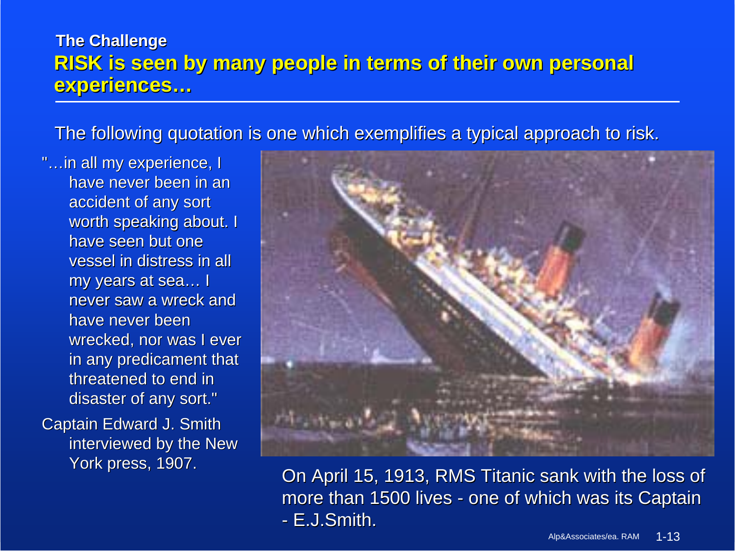## The Challenge

# RISK is seen by many people in terms of their own personal experiences…

The following quotation is one which exemplifies a typical approach to risk.

"…in all my experience, I have never been in an accident of any sort worth speaking about. I have seen but one vessel in distress in all my years at sea… I never saw a wreck and have never been wrecked, nor was I ever in any predicament that threatened to end in disaster of any sort."

Captain Edward J. Smith interviewed by the New York press, 1907.

On April 15, 1913, RMS Titanic sank with the loss of more than 1500 lives - one of which was its Captain - E.J.Smith.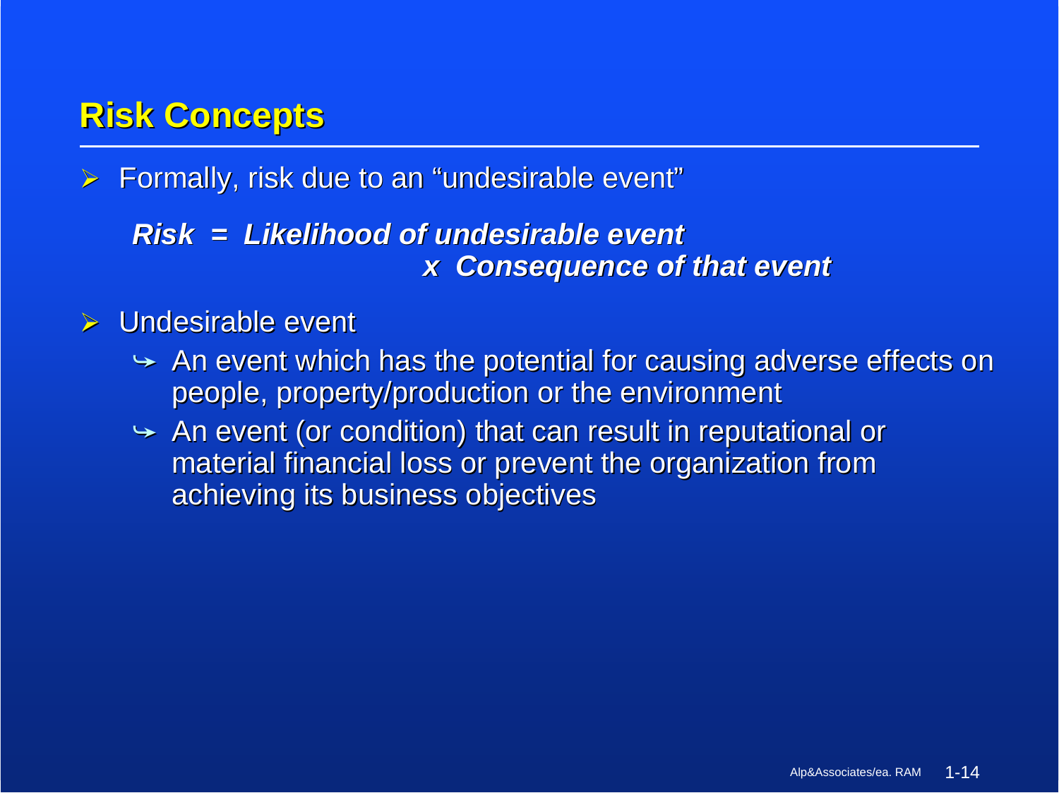## Risk Concepts

- Formally, risk due to an "undesirable event"

  ***Risk = Likelihood of undesirable event***
  ***x Consequence of that event***

- Undesirable event
  - An event which has the potential for causing adverse effects on people, property/production or the environment
  - An event (or condition) that can result in reputational or material financial loss or prevent the organization from achieving its business objectives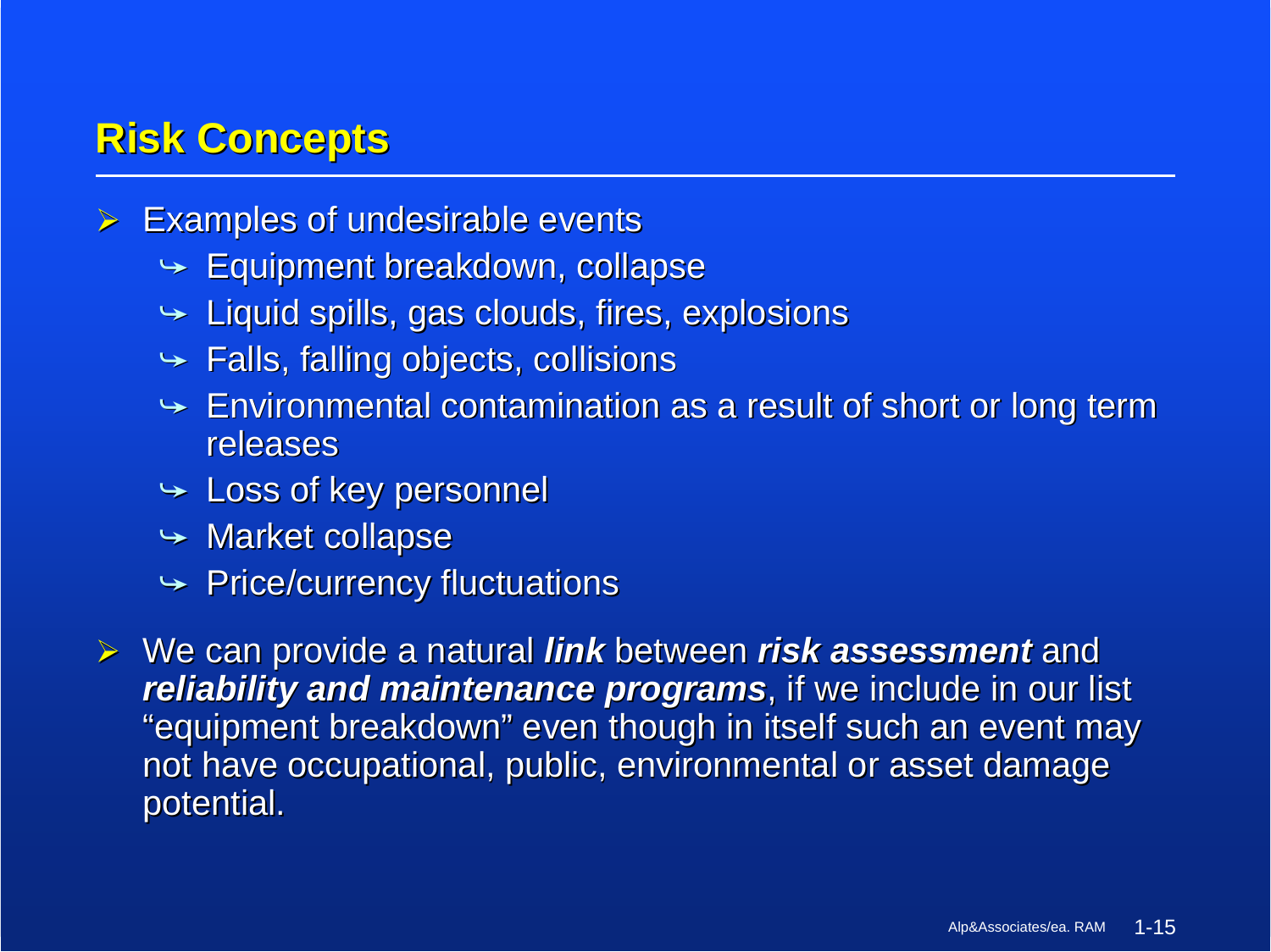## Risk Concepts

- Examples of undesirable events
  - Equipment breakdown, collapse
  - Liquid spills, gas clouds, fires, explosions
  - Falls, falling objects, collisions
  - Environmental contamination as a result of short or long term releases
  - Loss of key personnel
  - Market collapse
  - Price/currency fluctuations
- We can provide a natural ***link*** between ***risk assessment*** and ***reliability and maintenance programs***, if we include in our list "equipment breakdown" even though in itself such an event may not have occupational, public, environmental or asset damage potential.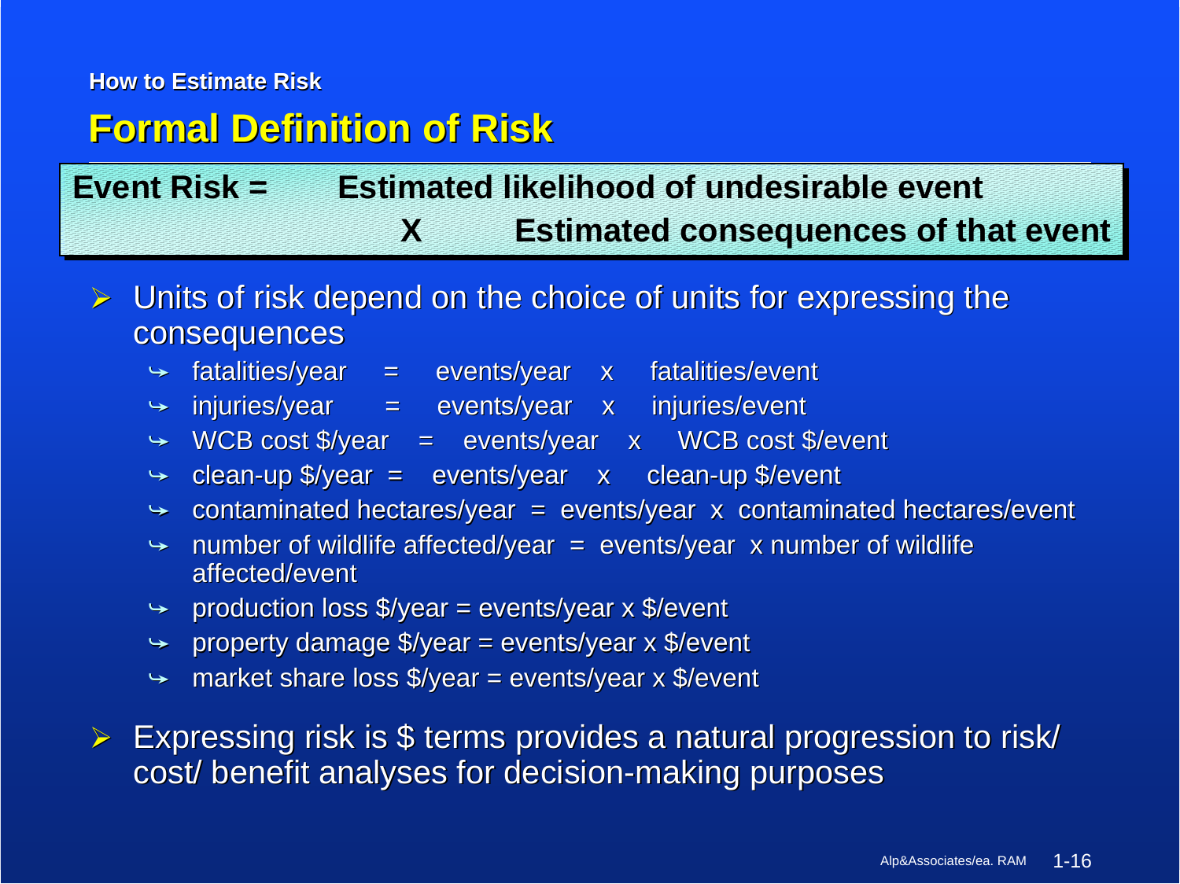How to Estimate Risk

# Formal Definition of Risk

**Event Risk = Estimated likelihood of undesirable event X Estimated consequences of that event**

- Units of risk depend on the choice of units for expressing the consequences
  - fatalities/year = events/year x fatalities/event
  - injuries/year = events/year x injuries/event
  - WCB cost $/year = events/year x WCB cost $/event
  - clean-up $/year = events/year x clean-up $/event
  - contaminated hectares/year = events/year x contaminated hectares/event
  - number of wildlife affected/year = events/year x number of wildlife affected/event
  - production loss $/year = events/year x $/event
  - property damage $/year = events/year x $/event
  - market share loss $/year = events/year x $/event
- Expressing risk is $ terms provides a natural progression to risk/ cost/ benefit analyses for decision-making purposes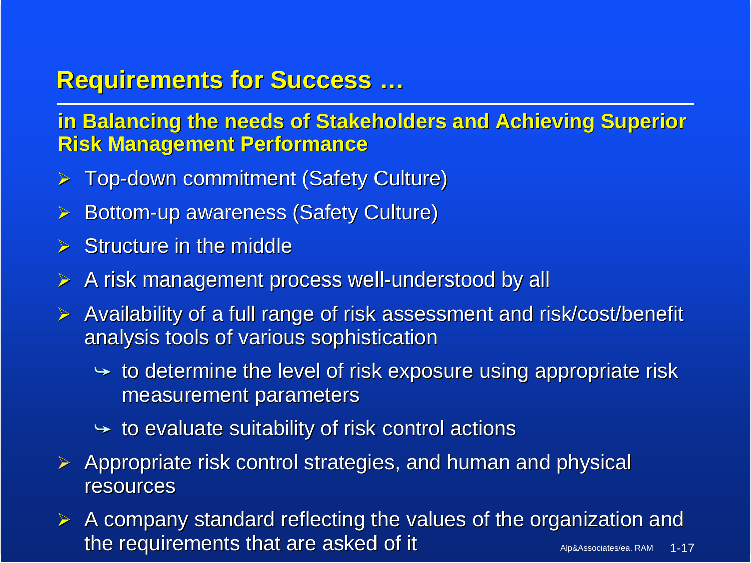# Requirements for Success …

## in Balancing the needs of Stakeholders and Achieving Superior Risk Management Performance

- Top-down commitment (Safety Culture)
- Bottom-up awareness (Safety Culture)
- Structure in the middle
- A risk management process well-understood by all
- Availability of a full range of risk assessment and risk/cost/benefit analysis tools of various sophistication
  - to determine the level of risk exposure using appropriate risk measurement parameters
  - to evaluate suitability of risk control actions
- Appropriate risk control strategies, and human and physical resources
- A company standard reflecting the values of the organization and the requirements that are asked of it

Alp&Associates/ea. RAM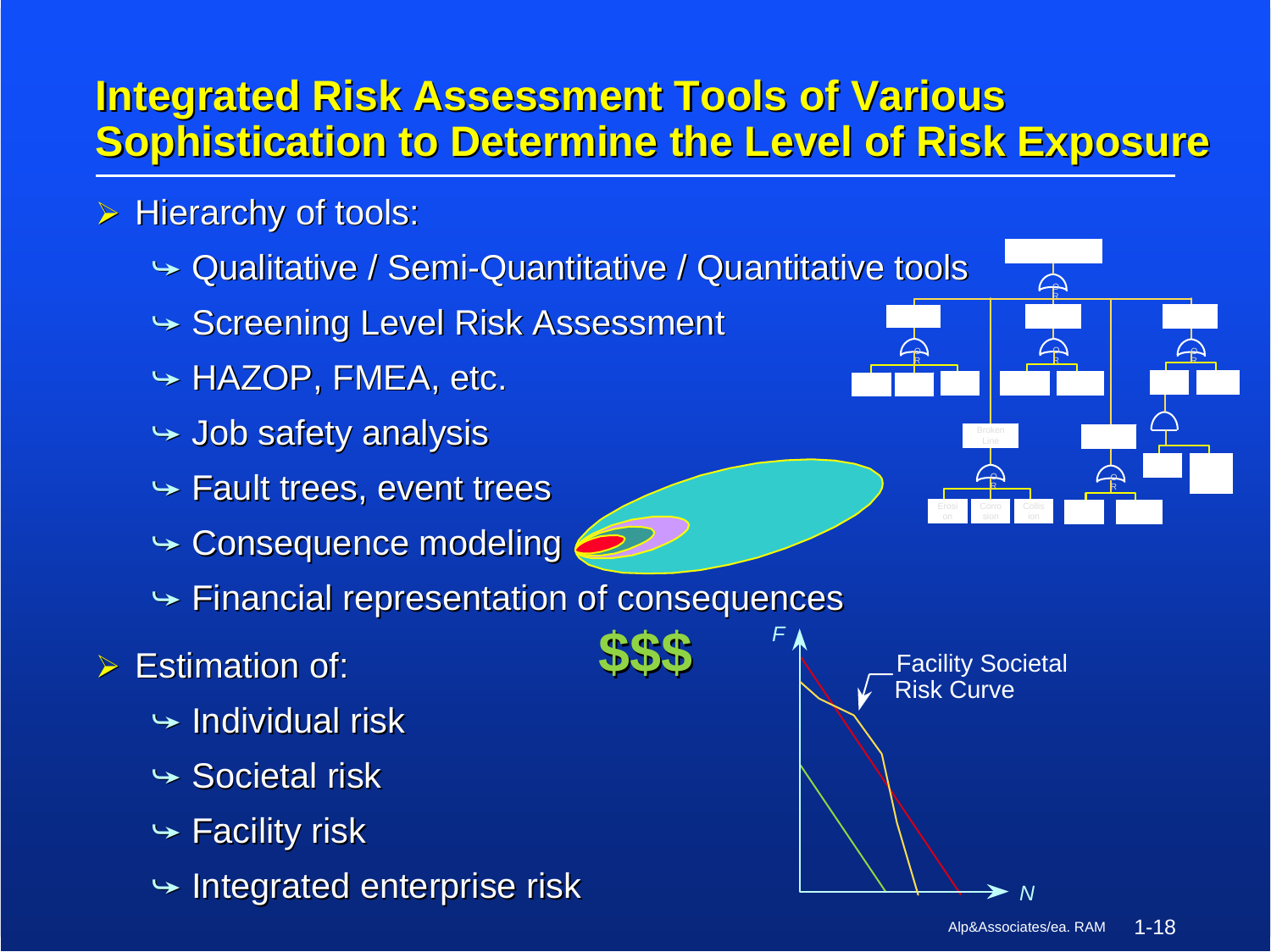# Integrated Risk Assessment Tools of Various Sophistication to Determine the Level of Risk Exposure

- Hierarchy of tools:
  - Qualitative / Semi-Quantitative / Quantitative tools
  - Screening Level Risk Assessment
  - HAZOP, FMEA, etc.
  - Job safety analysis
  - Fault trees, event trees
  - Consequence modeling
  - Financial representation of consequences
- Estimation of:
  - Individual risk
  - Societal risk
  - Facility risk
  - Integrated enterprise risk

$$$

Broken Line

Erosion

Corrosion

Collision

F

N

Facility Societal Risk Curve

Alp&Associates/ea. RAM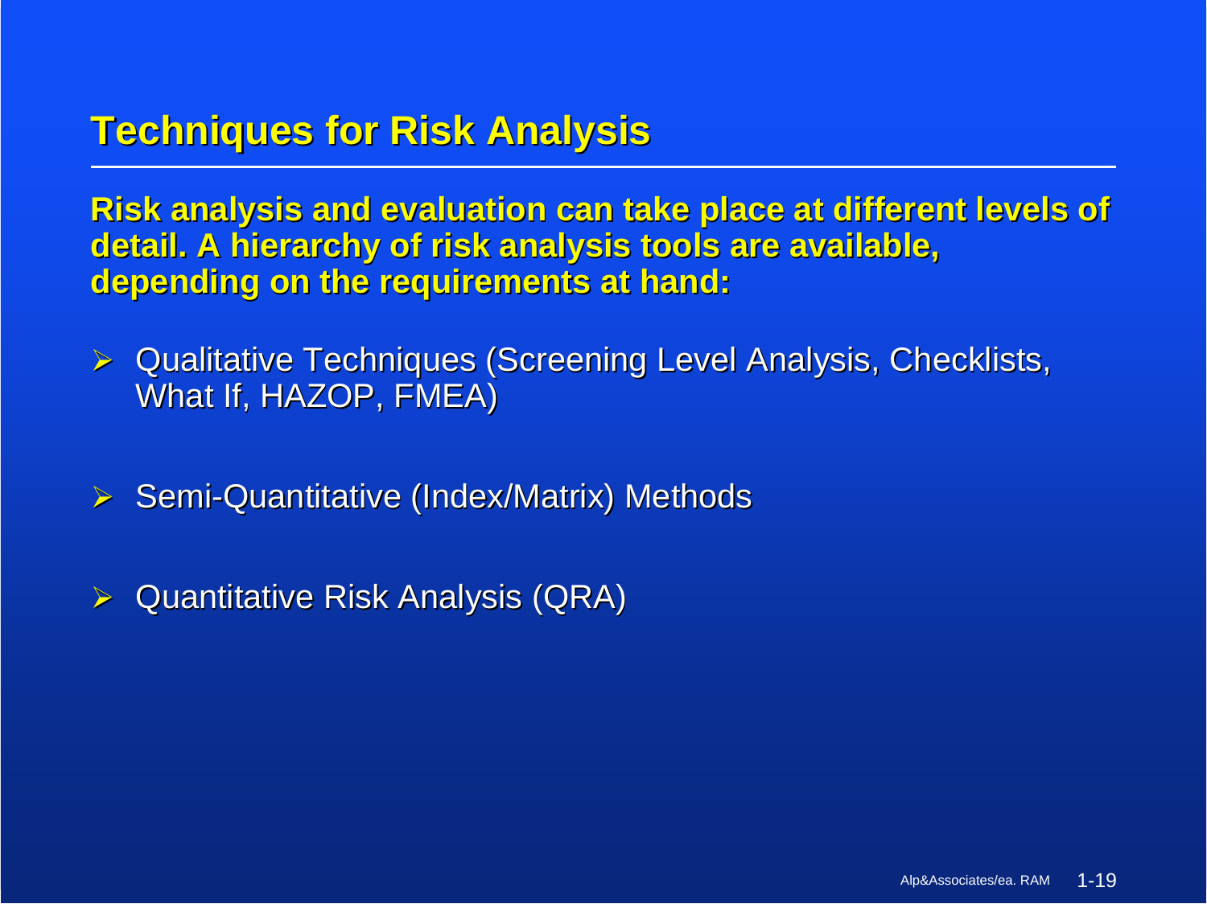# Techniques for Risk Analysis

**Risk analysis and evaluation can take place at different levels of detail. A hierarchy of risk analysis tools are available, depending on the requirements at hand:**

- Qualitative Techniques (Screening Level Analysis, Checklists, What If, HAZOP, FMEA)
- Semi-Quantitative (Index/Matrix) Methods
- Quantitative Risk Analysis (QRA)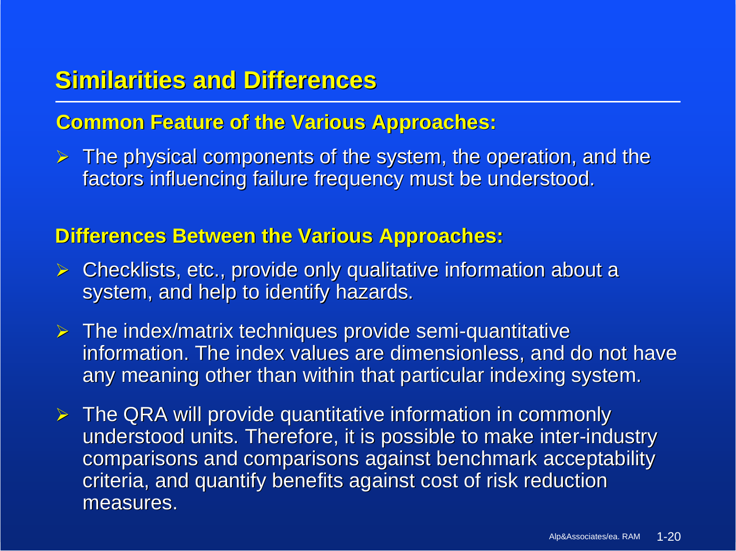## Similarities and Differences

### Common Feature of the Various Approaches:

- The physical components of the system, the operation, and the factors influencing failure frequency must be understood.

### Differences Between the Various Approaches:

- Checklists, etc., provide only qualitative information about a system, and help to identify hazards.
- The index/matrix techniques provide semi-quantitative information. The index values are dimensionless, and do not have any meaning other than within that particular indexing system.
- The QRA will provide quantitative information in commonly understood units. Therefore, it is possible to make inter-industry comparisons and comparisons against benchmark acceptability criteria, and quantify benefits against cost of risk reduction measures.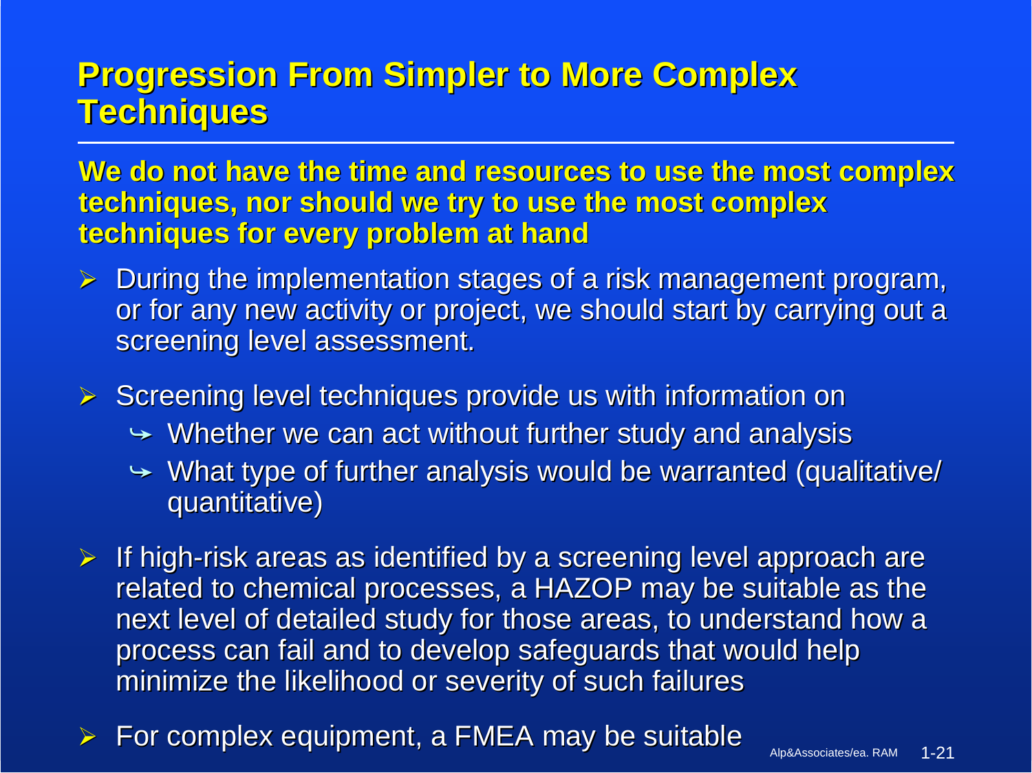# Progression From Simpler to More Complex Techniques

**We do not have the time and resources to use the most complex techniques, nor should we try to use the most complex techniques for every problem at hand**

- During the implementation stages of a risk management program, or for any new activity or project, we should start by carrying out a screening level assessment.
- Screening level techniques provide us with information on
  - Whether we can act without further study and analysis
  - What type of further analysis would be warranted (qualitative/ quantitative)
- If high-risk areas as identified by a screening level approach are related to chemical processes, a HAZOP may be suitable as the next level of detailed study for those areas, to understand how a process can fail and to develop safeguards that would help minimize the likelihood or severity of such failures
- For complex equipment, a FMEA may be suitable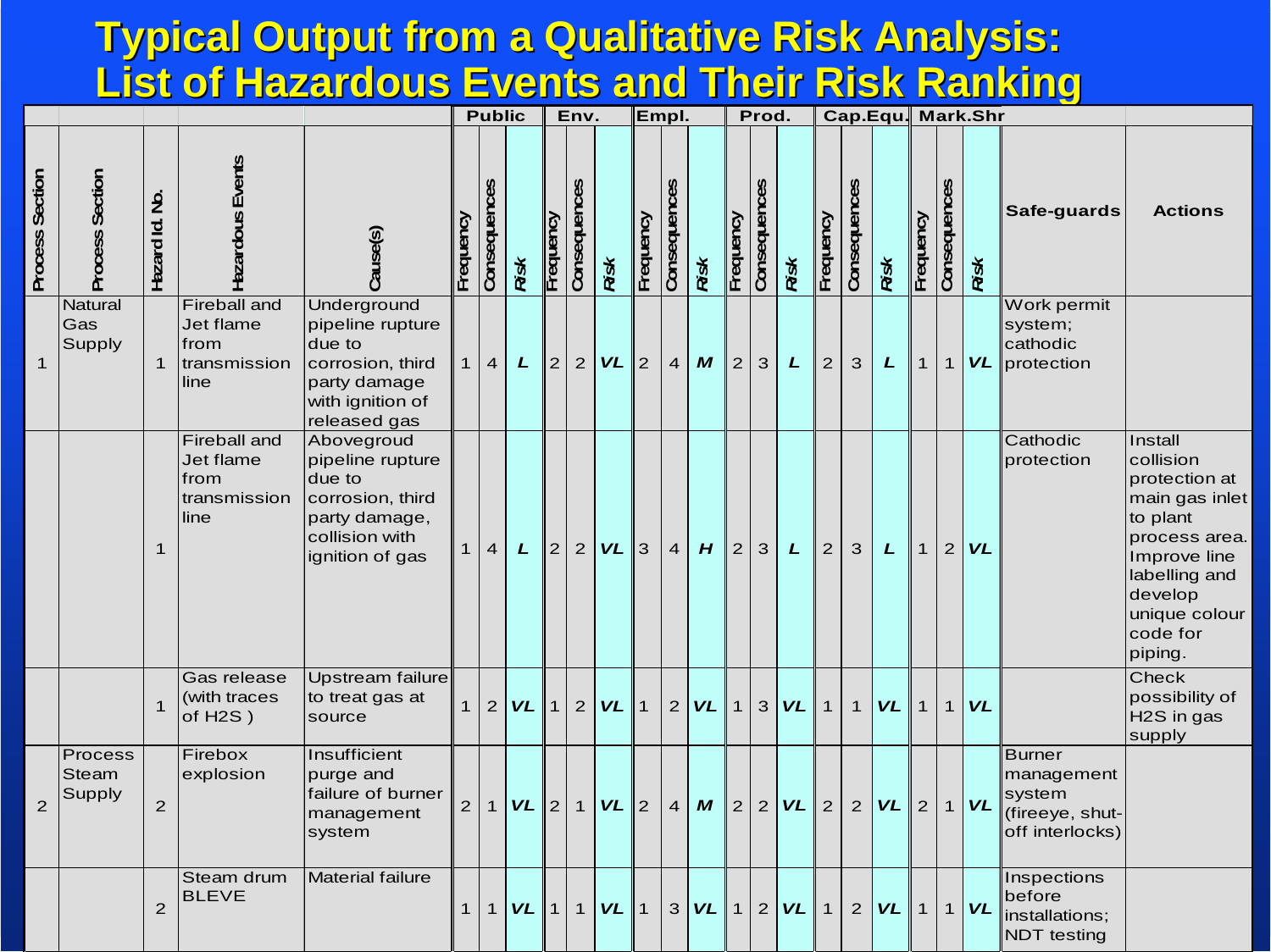# Typical Output from a Qualitative Risk Analysis: List of Hazardous Events and Their Risk Ranking

| | | | | | Public | | | Env. | | | Empl. | | | Prod. | | | Cap.Equ. | | | Mark.Shr | | | | |
|---|---|---|---|---|---|---|---|---|---|---|---|---|---|---|---|---|---|---|---|---|---|---|---|---|
| Process Section | Process Section | Hazard Id. No. | Hazardous Events | Cause(s) | Frequency | Consequences | Risk | Frequency | Consequences | Risk | Frequency | Consequences | Risk | Frequency | Consequences | Risk | Frequency | Consequences | Risk | Frequency | Consequences | Risk | Safe-guards | Actions |
| 1 | Natural Gas Supply | 1 | Fireball and Jet flame from transmission line | Underground pipeline rupture due to corrosion, third party damage with ignition of released gas | 1 | 4 | *L* | 2 | 2 | *VL* | 2 | 4 | *M* | 2 | 3 | *L* | 2 | 3 | *L* | 1 | 1 | *VL* | Work permit system; cathodic protection | |
| | | 1 | Fireball and Jet flame from transmission line | Abovegroud pipeline rupture due to corrosion, third party damage, collision with ignition of gas | 1 | 4 | *L* | 2 | 2 | *VL* | 3 | 4 | *H* | 2 | 3 | *L* | 2 | 3 | *L* | 1 | 2 | *VL* | Cathodic protection | Install collision protection at main gas inlet to plant process area. Improve line labelling and develop unique colour code for piping. |
| | | 1 | Gas release (with traces of $H_2S$ ) | Upstream failure to treat gas at source | 1 | 2 | *VL* | 1 | 2 | *VL* | 1 | 2 | *VL* | 1 | 3 | *VL* | 1 | 1 | *VL* | 1 | 1 | *VL* | | Check possibility of $H_2S$ in gas supply |
| 2 | Process Steam Supply | 2 | Firebox explosion | Insufficient purge and failure of burner management system | 2 | 1 | *VL* | 2 | 1 | *VL* | 2 | 4 | *M* | 2 | 2 | *VL* | 2 | 2 | *VL* | 2 | 1 | *VL* | Burner management system (fireeye, shut-off interlocks) | |
| | | 2 | Steam drum BLEVE | Material failure | 1 | 1 | *VL* | 1 | 1 | *VL* | 1 | 3 | *VL* | 1 | 2 | *VL* | 1 | 2 | *VL* | 1 | 1 | *VL* | Inspections before installations; NDT testing | |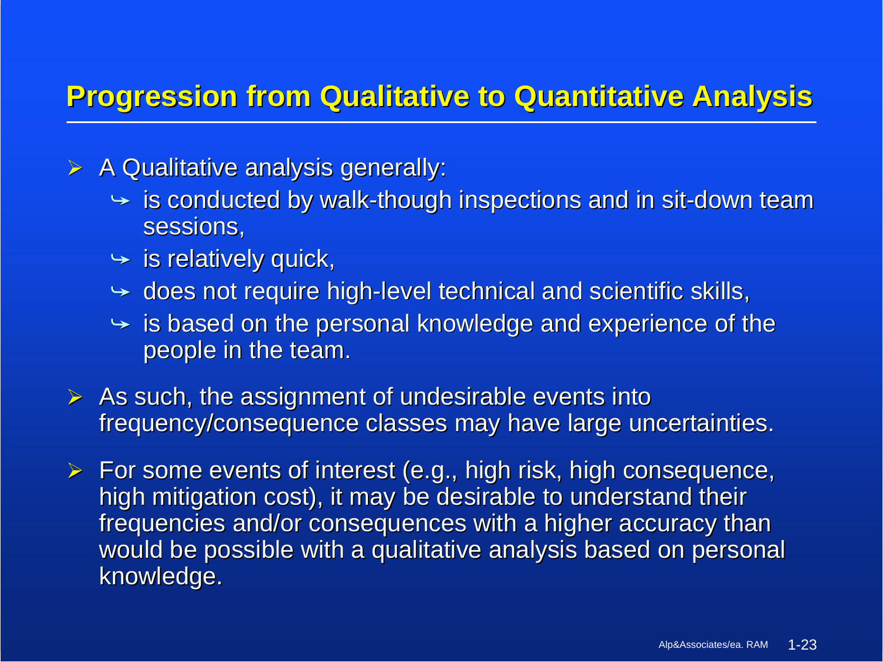## Progression from Qualitative to Quantitative Analysis

- A Qualitative analysis generally:
  - is conducted by walk-though inspections and in sit-down team sessions,
  - is relatively quick,
  - does not require high-level technical and scientific skills,
  - is based on the personal knowledge and experience of the people in the team.
- As such, the assignment of undesirable events into frequency/consequence classes may have large uncertainties.
- For some events of interest (e.g., high risk, high consequence, high mitigation cost), it may be desirable to understand their frequencies and/or consequences with a higher accuracy than would be possible with a qualitative analysis based on personal knowledge.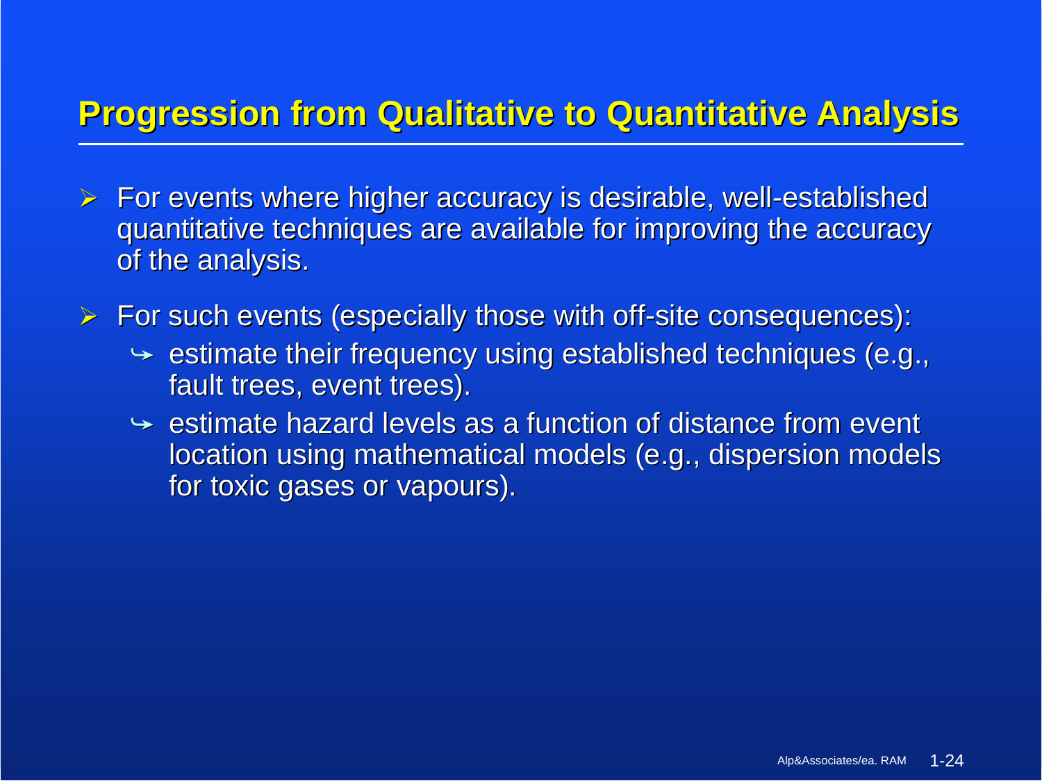## Progression from Qualitative to Quantitative Analysis

- For events where higher accuracy is desirable, well-established quantitative techniques are available for improving the accuracy of the analysis.
- For such events (especially those with off-site consequences):
  - estimate their frequency using established techniques (e.g., fault trees, event trees).
  - estimate hazard levels as a function of distance from event location using mathematical models (e.g., dispersion models for toxic gases or vapours).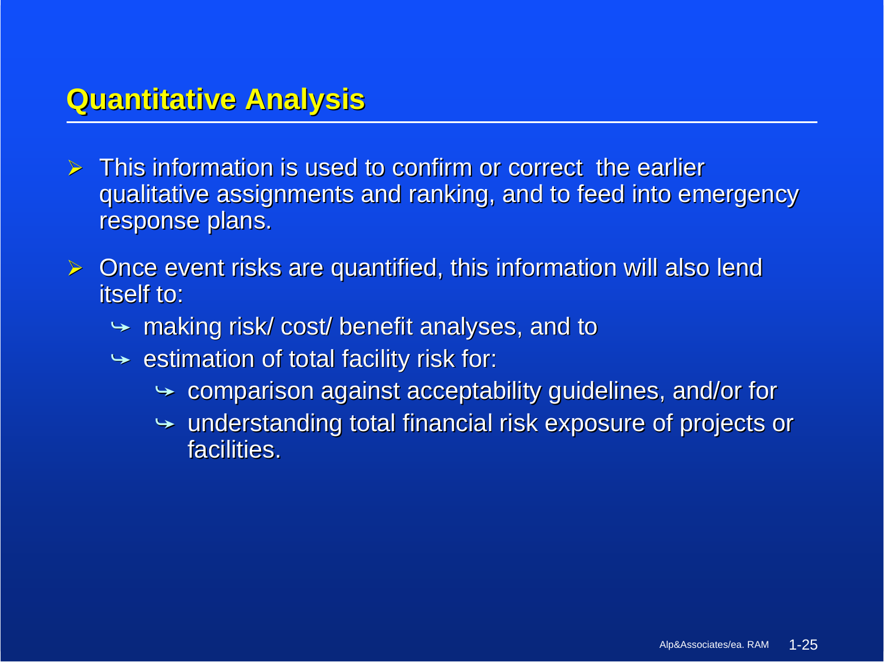## Quantitative Analysis

- This information is used to confirm or correct the earlier qualitative assignments and ranking, and to feed into emergency response plans.
- Once event risks are quantified, this information will also lend itself to:
  - making risk/ cost/ benefit analyses, and to
  - estimation of total facility risk for:
    - comparison against acceptability guidelines, and/or for
    - understanding total financial risk exposure of projects or facilities.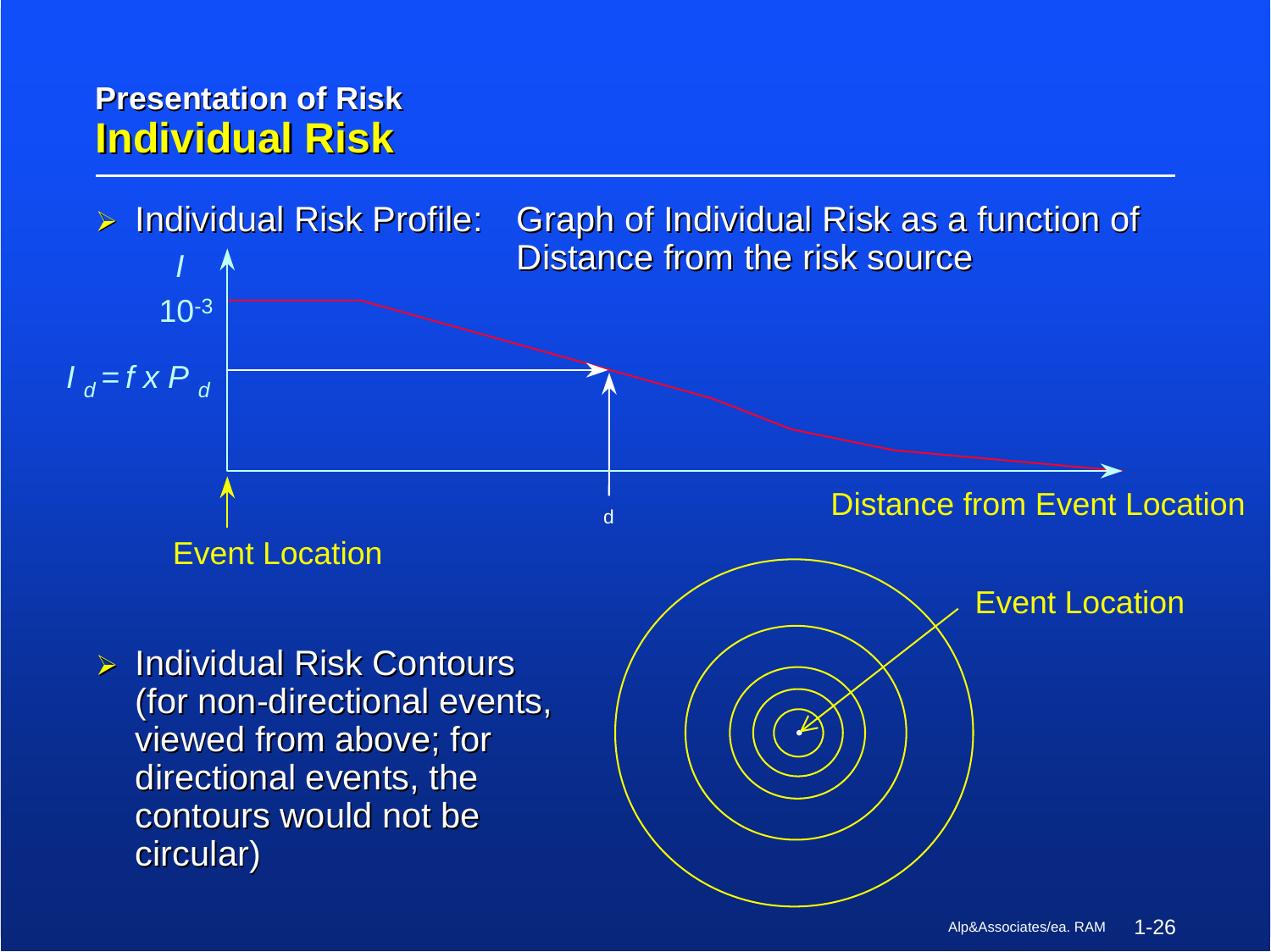## Presentation of Risk

# Individual Risk

- Individual Risk Profile: Graph of Individual Risk as a function of Distance from the risk source

$I$

$10^{-3}$

$I_d = f \times P_d$

d

Distance from Event Location

Event Location

- Individual Risk Contours (for non-directional events, viewed from above; for directional events, the contours would not be circular)

Event Location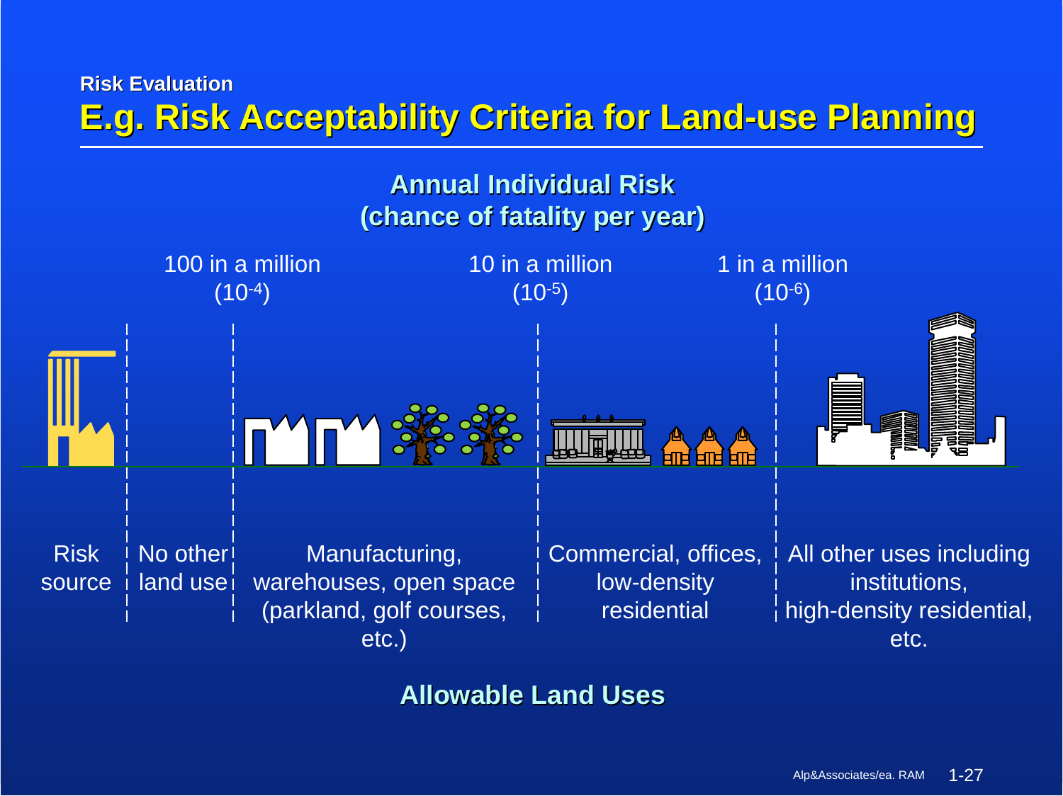Risk Evaluation

# E.g. Risk Acceptability Criteria for Land-use Planning

**Annual Individual Risk**
**(chance of fatality per year)**

100 in a million ($10^{-4}$)

10 in a million ($10^{-5}$)

1 in a million ($10^{-6}$)

Risk source

No other land use

Manufacturing, warehouses, open space (parkland, golf courses, etc.)

Commercial, offices, low-density residential

All other uses including institutions, high-density residential, etc.

**Allowable Land Uses**

Alp&Associates/ea. RAM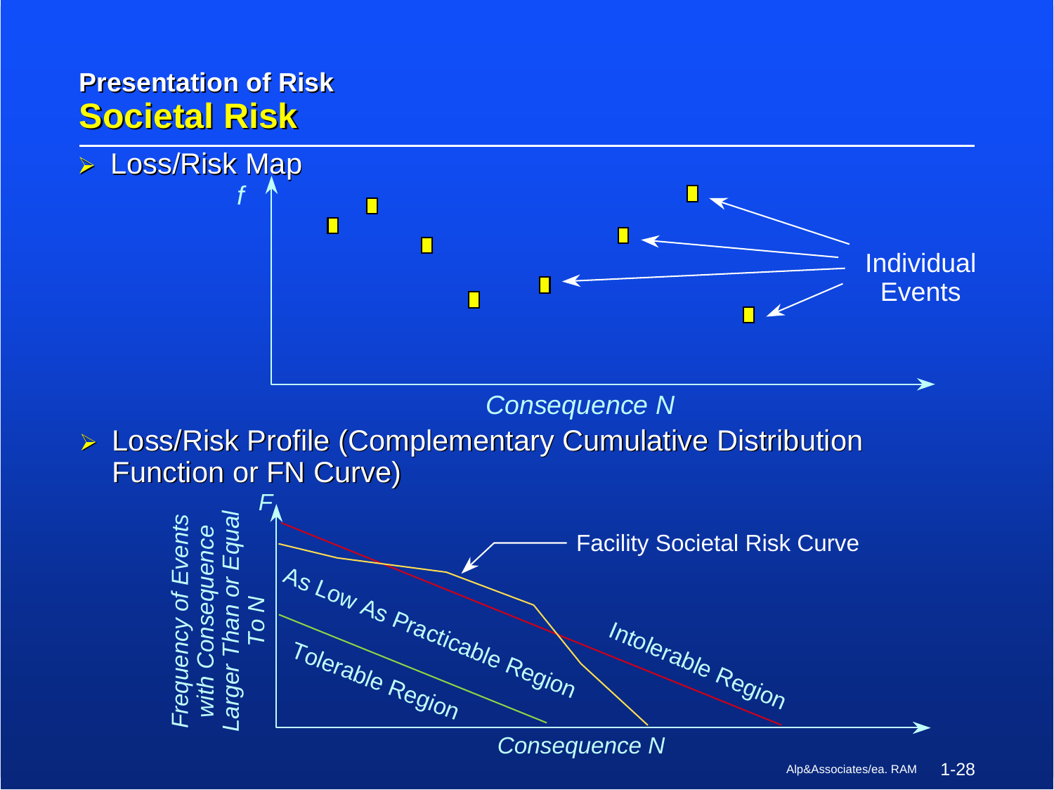## Presentation of Risk
# Societal Risk

- Loss/Risk Map

*f*

Individual Events

*Consequence N*

- Loss/Risk Profile (Complementary Cumulative Distribution Function or FN Curve)

*F*

*Frequency of Events with Consequence Larger Than or Equal To N*

Facility Societal Risk Curve

As Low As Practicable Region

Intolerable Region

Tolerable Region

*Consequence N*

Alp&Associates/ea. RAM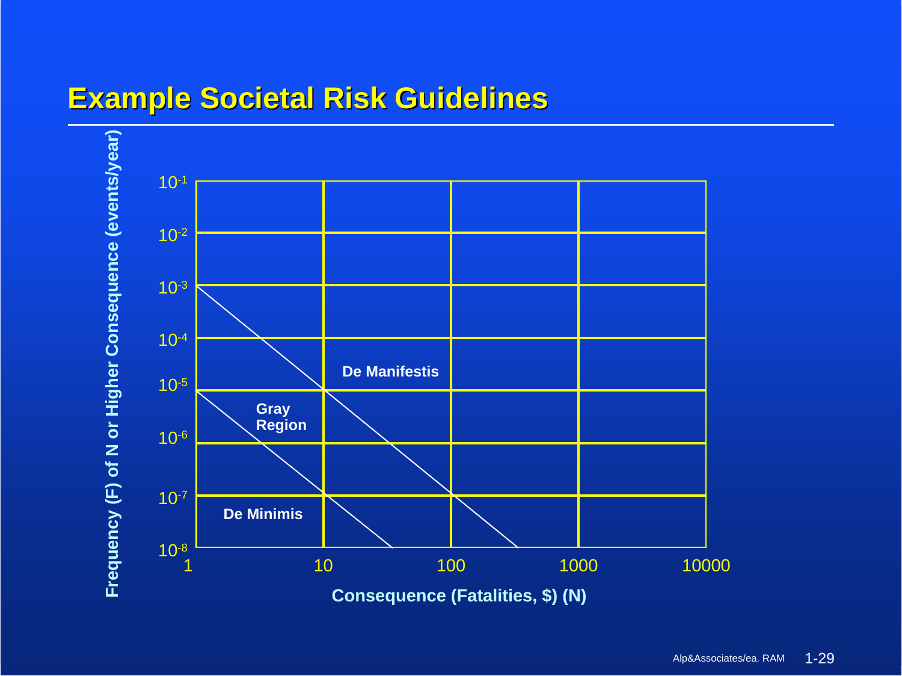# Example Societal Risk Guidelines

Frequency (F) of N or Higher Consequence (events/year)

$10^{-1}$
$10^{-2}$
$10^{-3}$
$10^{-4}$
$10^{-5}$
$10^{-6}$
$10^{-7}$
$10^{-8}$

De Manifestis

Gray Region

De Minimis

1 10 100 1000 10000

Consequence (Fatalities, $) (N)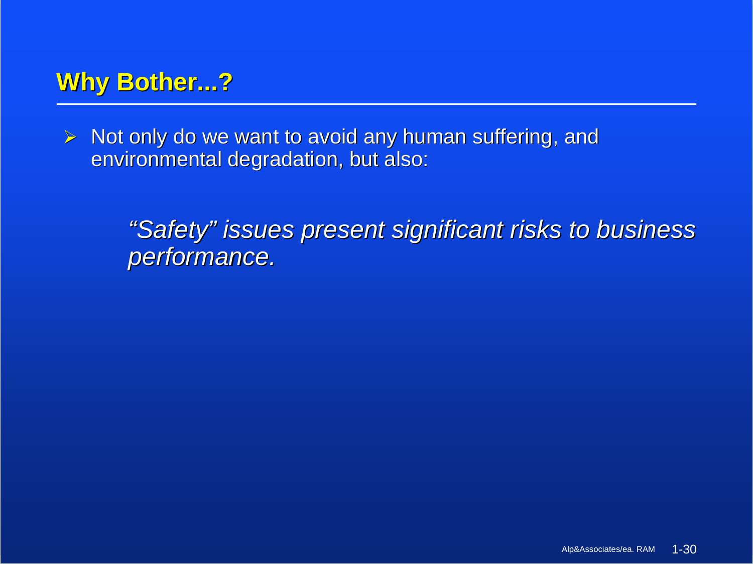## Why Bother...?

- Not only do we want to avoid any human suffering, and environmental degradation, but also:

> *"Safety" issues present significant risks to business performance.*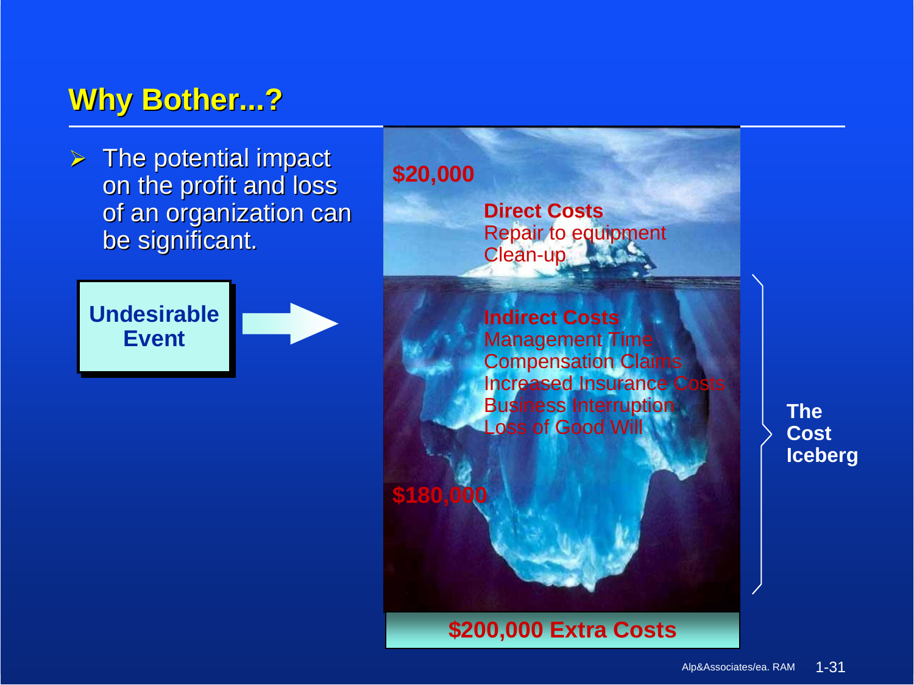## Why Bother...?

- The potential impact on the profit and loss of an organization can be significant.

**Undesirable Event**

$20,000

**Direct Costs**
Repair to equipment
Clean-up

**Indirect Costs**
Management Time
Compensation Claims
Increased Insurance Costs
Business Interruption
Loss of Good Will

$180,000

**The Cost Iceberg**

**$200,000 Extra Costs**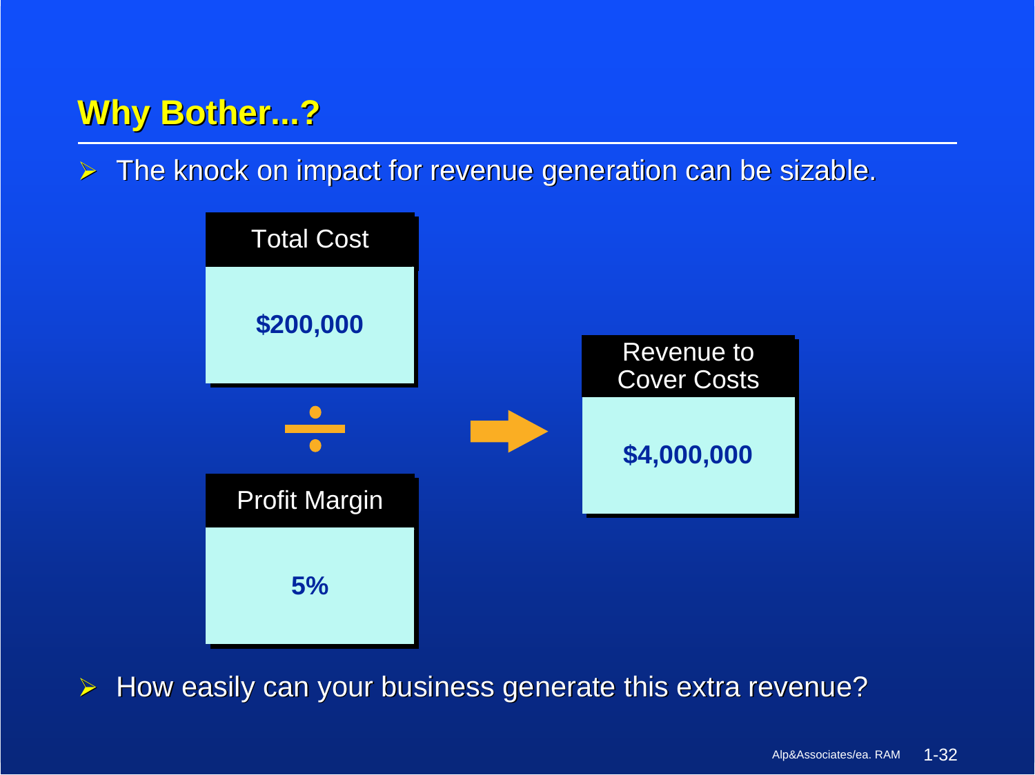## Why Bother...?

- The knock on impact for revenue generation can be sizable.

Total Cost

$200,000

÷

Profit Margin

5%

Revenue to Cover Costs

$4,000,000

- How easily can your business generate this extra revenue?